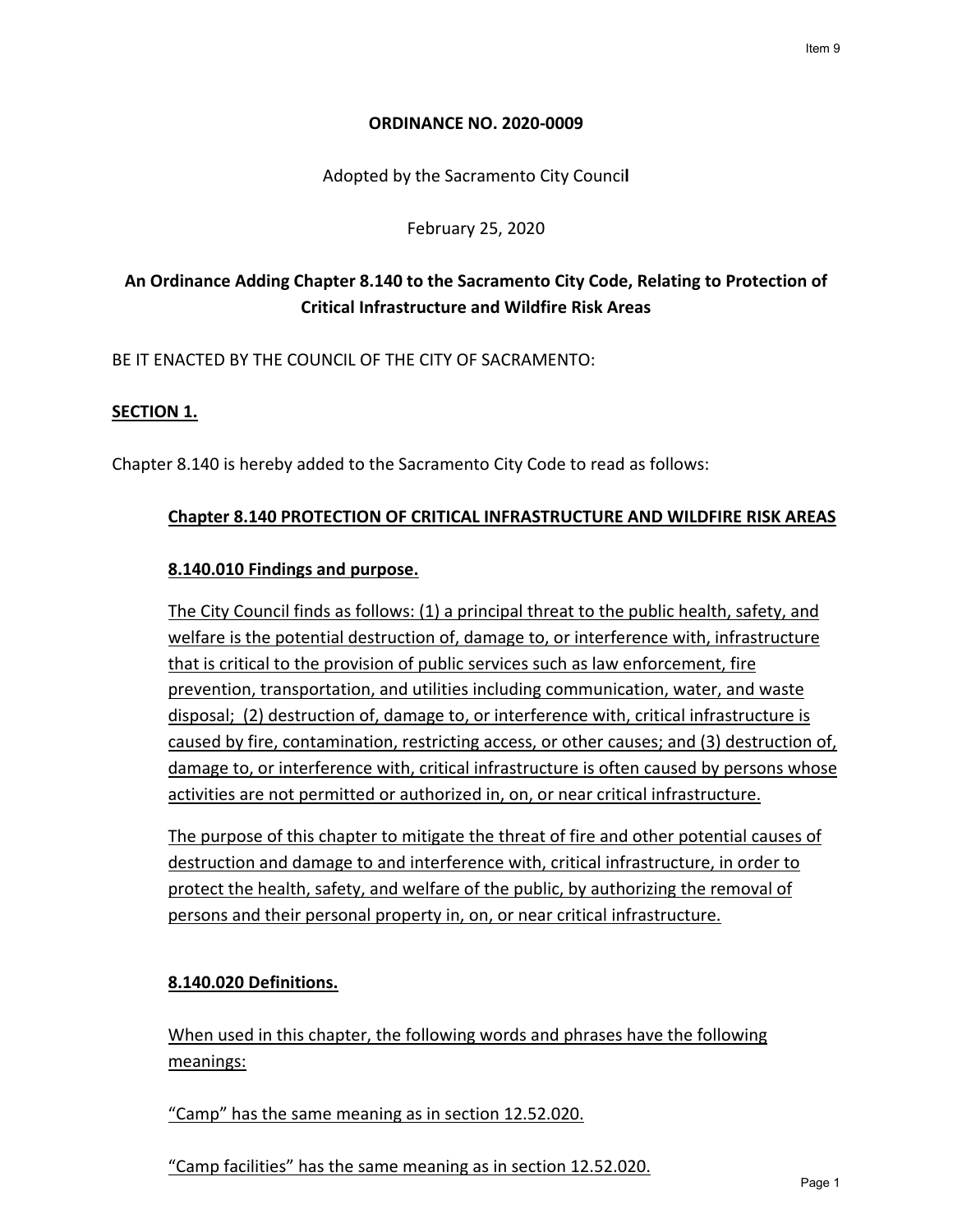**ORDINANCE NO. 2020-0009**

Adopted by the Sacramento City Council

February 25, 2020

## An Ordinance Adding Chapter 8.140 to the Sacramento City Code, Relating to Protection of Critical Infrastructure and Wildfire Risk Areas

BE IT ENACTED BY THE COUNCIL OF THE CITY OF SACRAMENTO:

**SECTION 1.**

Chapter 8.140 is hereby added to the Sacramento City Code to read as follows:

**Chapter 8.140 PROTECTION OF CRITICAL INFRASTRUCTURE AND WILDFIRE RISK AREAS**

**8.140.010 Findings and purpose.**

The City Council finds as follows: (1) a principal threat to the public health, safety, and welfare is the potential destruction of, damage to, or interference with, infrastructure that is critical to the provision of public services such as law enforcement, fire prevention, transportation, and utilities including communication, water, and waste disposal; (2) destruction of, damage to, or interference with, critical infrastructure is caused by fire, contamination, restricting access, or other causes; and (3) destruction of, damage to, or interference with, critical infrastructure is often caused by persons whose activities are not permitted or authorized in, on, or near critical infrastructure.

The purpose of this chapter to mitigate the threat of fire and other potential causes of destruction and damage to and interference with, critical infrastructure, in order to protect the health, safety, and welfare of the public, by authorizing the removal of persons and their personal property in, on, or near critical infrastructure.

**8.140.020 Definitions.**

When used in this chapter, the following words and phrases have the following meanings:

"Camp" has the same meaning as in section 12.52.020.

"Camp facilities" has the same meaning as in section 12.52.020.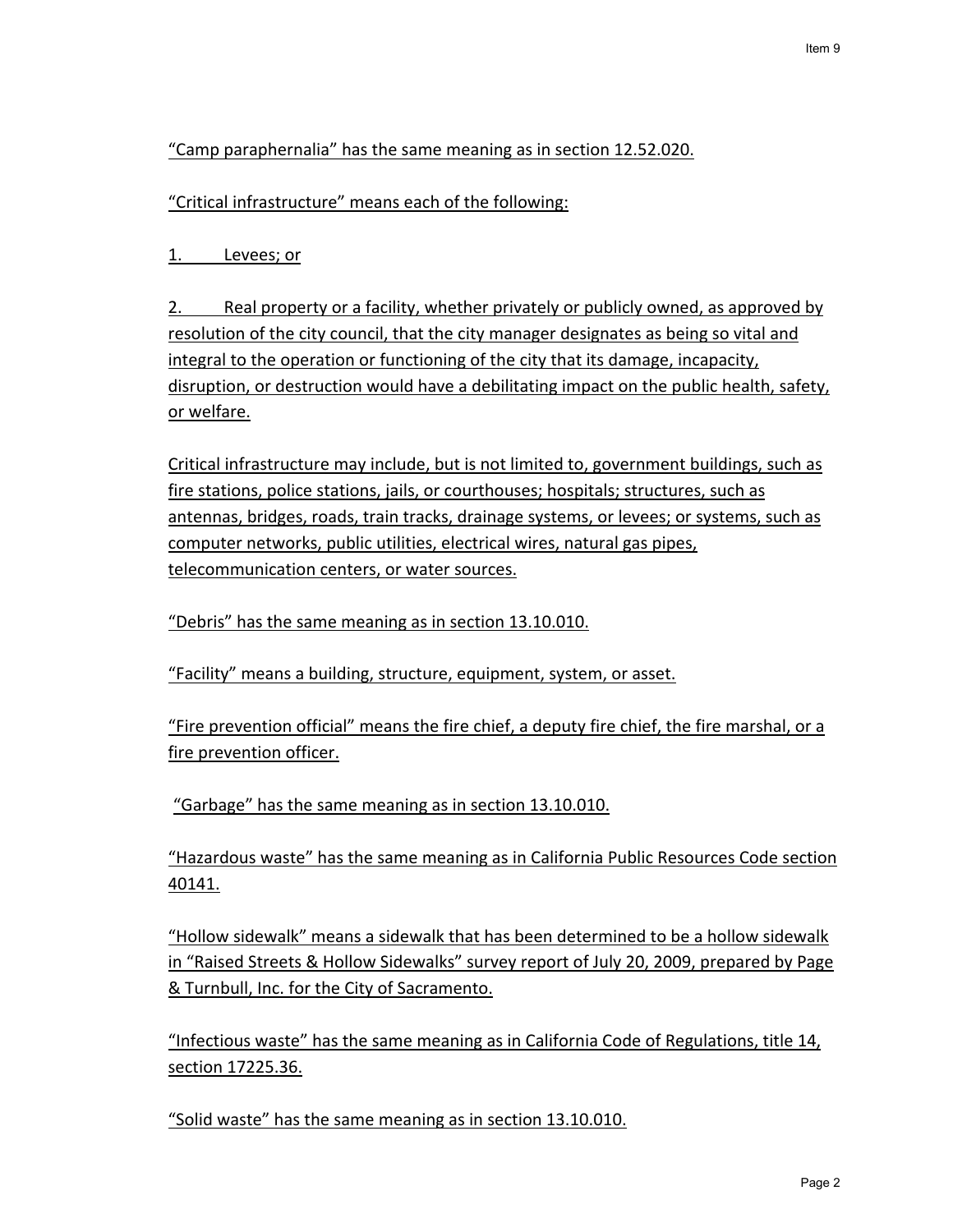"Camp paraphernalia" has the same meaning as in section 12.52.020.

"Critical infrastructure" means each of the following:

1. Levees; or

2. Real property or a facility, whether privately or publicly owned, as approved by resolution of the city council, that the city manager designates as being so vital and integral to the operation or functioning of the city that its damage, incapacity, disruption, or destruction would have a debilitating impact on the public health, safety, or welfare.

Critical infrastructure may include, but is not limited to, government buildings, such as fire stations, police stations, jails, or courthouses; hospitals; structures, such as antennas, bridges, roads, train tracks, drainage systems, or levees; or systems, such as computer networks, public utilities, electrical wires, natural gas pipes, telecommunication centers, or water sources.

"Debris" has the same meaning as in section 13.10.010.

"Facility" means a building, structure, equipment, system, or asset.

"Fire prevention official" means the fire chief, a deputy fire chief, the fire marshal, or a fire prevention officer.

"Garbage" has the same meaning as in section 13.10.010.

"Hazardous waste" has the same meaning as in California Public Resources Code section 40141.

"Hollow sidewalk" means a sidewalk that has been determined to be a hollow sidewalk in "Raised Streets & Hollow Sidewalks" survey report of July 20, 2009, prepared by Page & Turnbull, Inc. for the City of Sacramento.

"Infectious waste" has the same meaning as in California Code of Regulations, title 14, section 17225.36.

"Solid waste" has the same meaning as in section 13.10.010.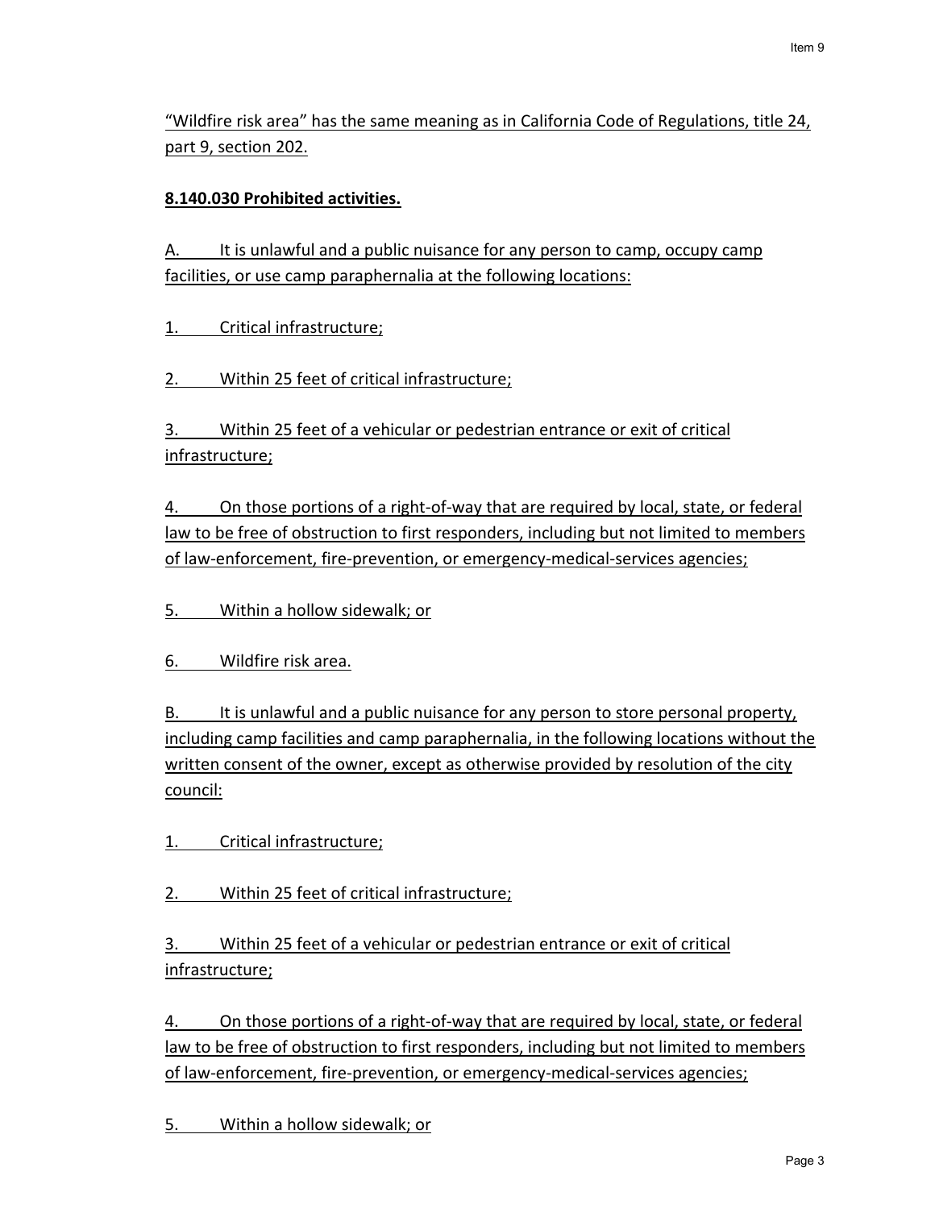"Wildfire risk area" has the same meaning as in California Code of Regulations, title 24, part 9, section 202.

**8.140.030 Prohibited activities.**

A. It is unlawful and a public nuisance for any person to camp, occupy camp facilities, or use camp paraphernalia at the following locations:

1. Critical infrastructure;

2. Within 25 feet of critical infrastructure;

3. Within 25 feet of a vehicular or pedestrian entrance or exit of critical infrastructure;

4. On those portions of a right-of-way that are required by local, state, or federal law to be free of obstruction to first responders, including but not limited to members of law-enforcement, fire-prevention, or emergency-medical-services agencies;

5. Within a hollow sidewalk; or

6. Wildfire risk area.

B. It is unlawful and a public nuisance for any person to store personal property, including camp facilities and camp paraphernalia, in the following locations without the written consent of the owner, except as otherwise provided by resolution of the city council:

1. Critical infrastructure;

2. Within 25 feet of critical infrastructure;

3. Within 25 feet of a vehicular or pedestrian entrance or exit of critical infrastructure;

4. On those portions of a right-of-way that are required by local, state, or federal law to be free of obstruction to first responders, including but not limited to members of law-enforcement, fire-prevention, or emergency-medical-services agencies;

5. Within a hollow sidewalk; or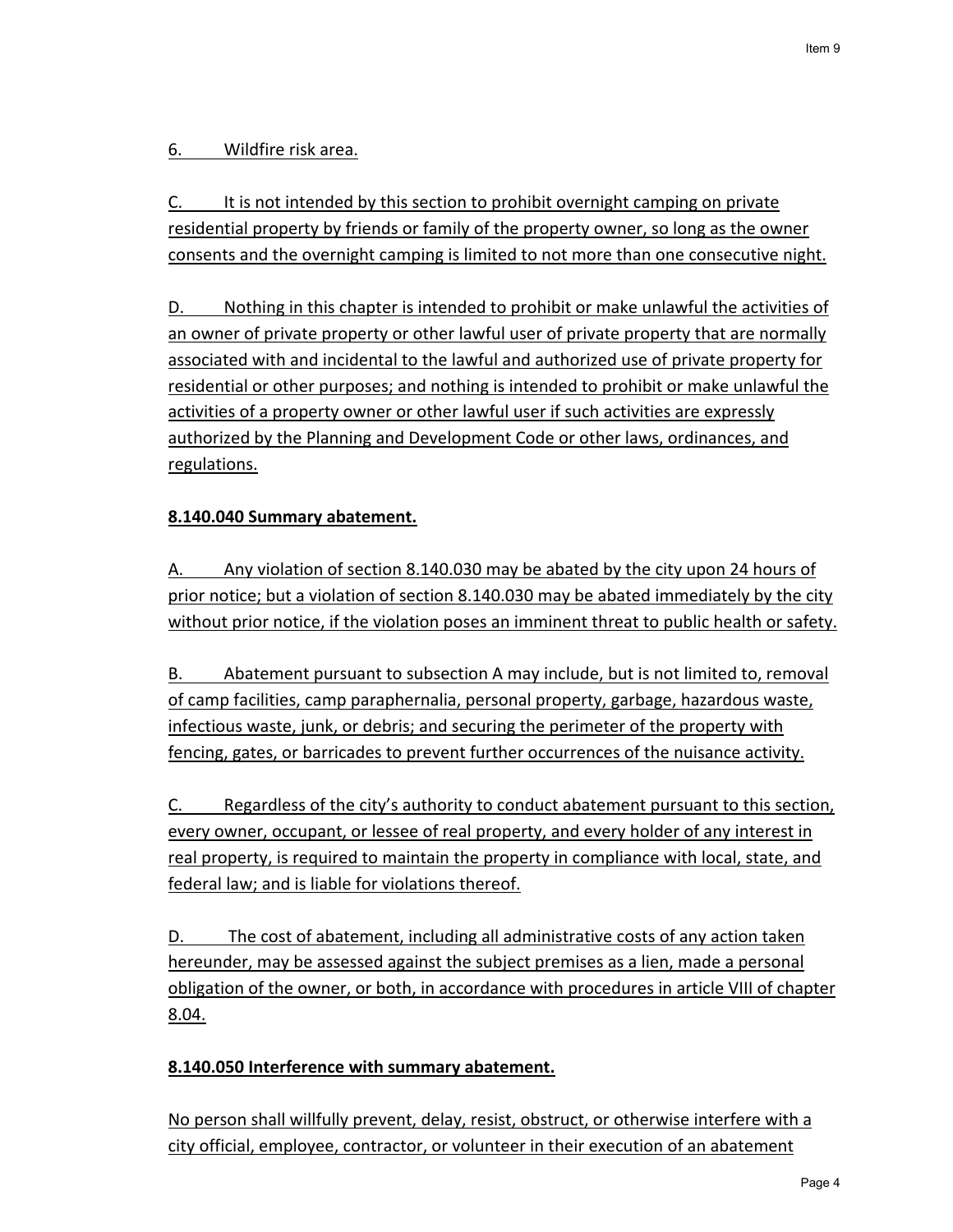6. Wildfire risk area.

C. It is not intended by this section to prohibit overnight camping on private residential property by friends or family of the property owner, so long as the owner consents and the overnight camping is limited to not more than one consecutive night.

D. Nothing in this chapter is intended to prohibit or make unlawful the activities of an owner of private property or other lawful user of private property that are normally associated with and incidental to the lawful and authorized use of private property for residential or other purposes; and nothing is intended to prohibit or make unlawful the activities of a property owner or other lawful user if such activities are expressly authorized by the Planning and Development Code or other laws, ordinances, and regulations.

**8.140.040 Summary abatement.**

A. Any violation of section 8.140.030 may be abated by the city upon 24 hours of prior notice; but a violation of section 8.140.030 may be abated immediately by the city without prior notice, if the violation poses an imminent threat to public health or safety.

B. Abatement pursuant to subsection A may include, but is not limited to, removal of camp facilities, camp paraphernalia, personal property, garbage, hazardous waste, infectious waste, junk, or debris; and securing the perimeter of the property with fencing, gates, or barricades to prevent further occurrences of the nuisance activity.

C. Regardless of the city's authority to conduct abatement pursuant to this section, every owner, occupant, or lessee of real property, and every holder of any interest in real property, is required to maintain the property in compliance with local, state, and federal law; and is liable for violations thereof.

D. The cost of abatement, including all administrative costs of any action taken hereunder, may be assessed against the subject premises as a lien, made a personal obligation of the owner, or both, in accordance with procedures in article VIII of chapter 8.04.

**8.140.050 Interference with summary abatement.**

No person shall willfully prevent, delay, resist, obstruct, or otherwise interfere with a city official, employee, contractor, or volunteer in their execution of an abatement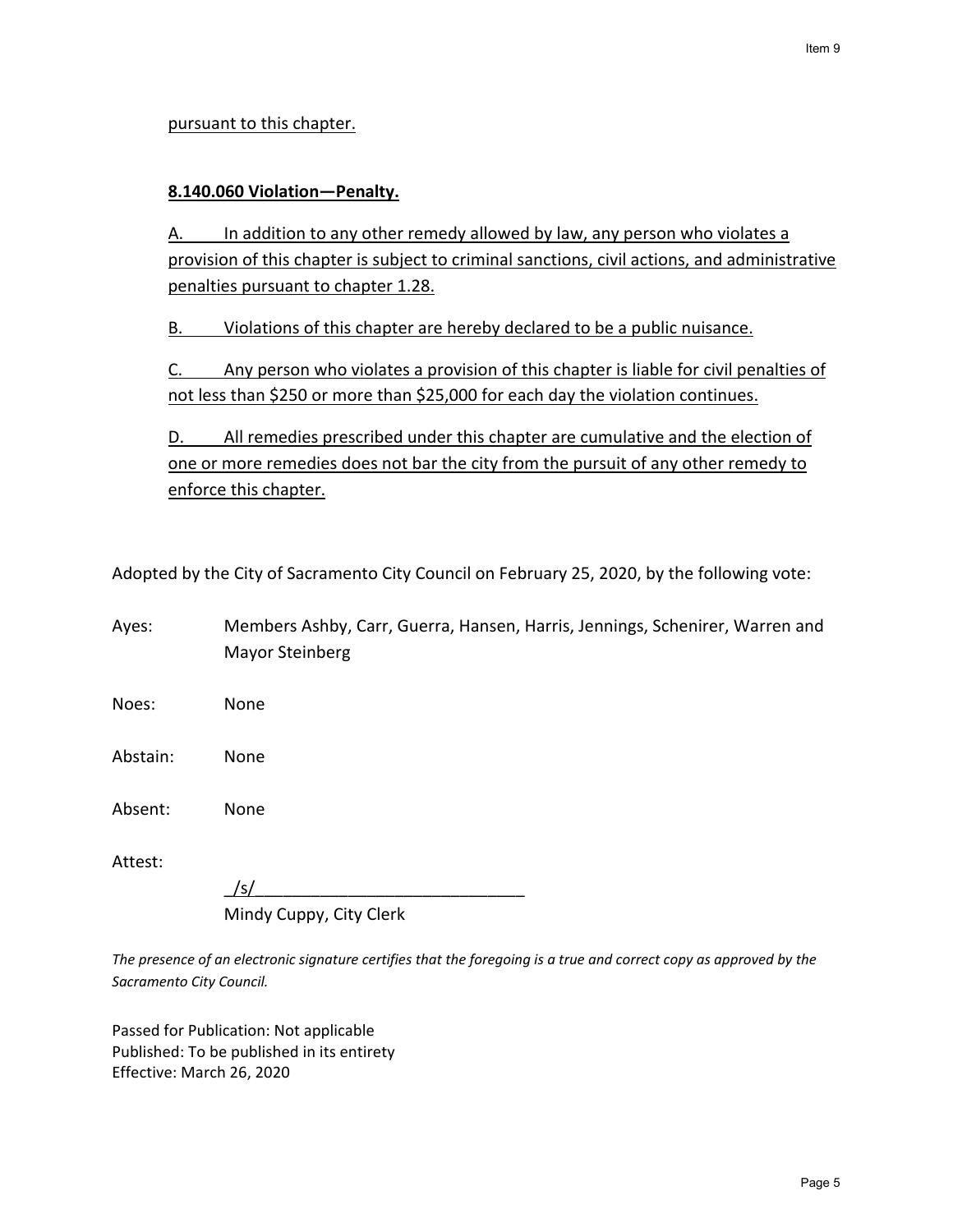pursuant to this chapter.

**8.140.060 Violation—Penalty.**

A. In addition to any other remedy allowed by law, any person who violates a provision of this chapter is subject to criminal sanctions, civil actions, and administrative penalties pursuant to chapter 1.28.

B. Violations of this chapter are hereby declared to be a public nuisance.

C. Any person who violates a provision of this chapter is liable for civil penalties of not less than $250 or more than $25,000 for each day the violation continues.

D. All remedies prescribed under this chapter are cumulative and the election of one or more remedies does not bar the city from the pursuit of any other remedy to enforce this chapter.

Adopted by the City of Sacramento City Council on February 25, 2020, by the following vote:

Ayes: Members Ashby, Carr, Guerra, Hansen, Harris, Jennings, Schenirer, Warren and Mayor Steinberg

Noes: None

Abstain: None

Absent: None

Attest:

_/s/_____________________________

Mindy Cuppy, City Clerk

*The presence of an electronic signature certifies that the foregoing is a true and correct copy as approved by the Sacramento City Council.*

Passed for Publication: Not applicable
Published: To be published in its entirety
Effective: March 26, 2020